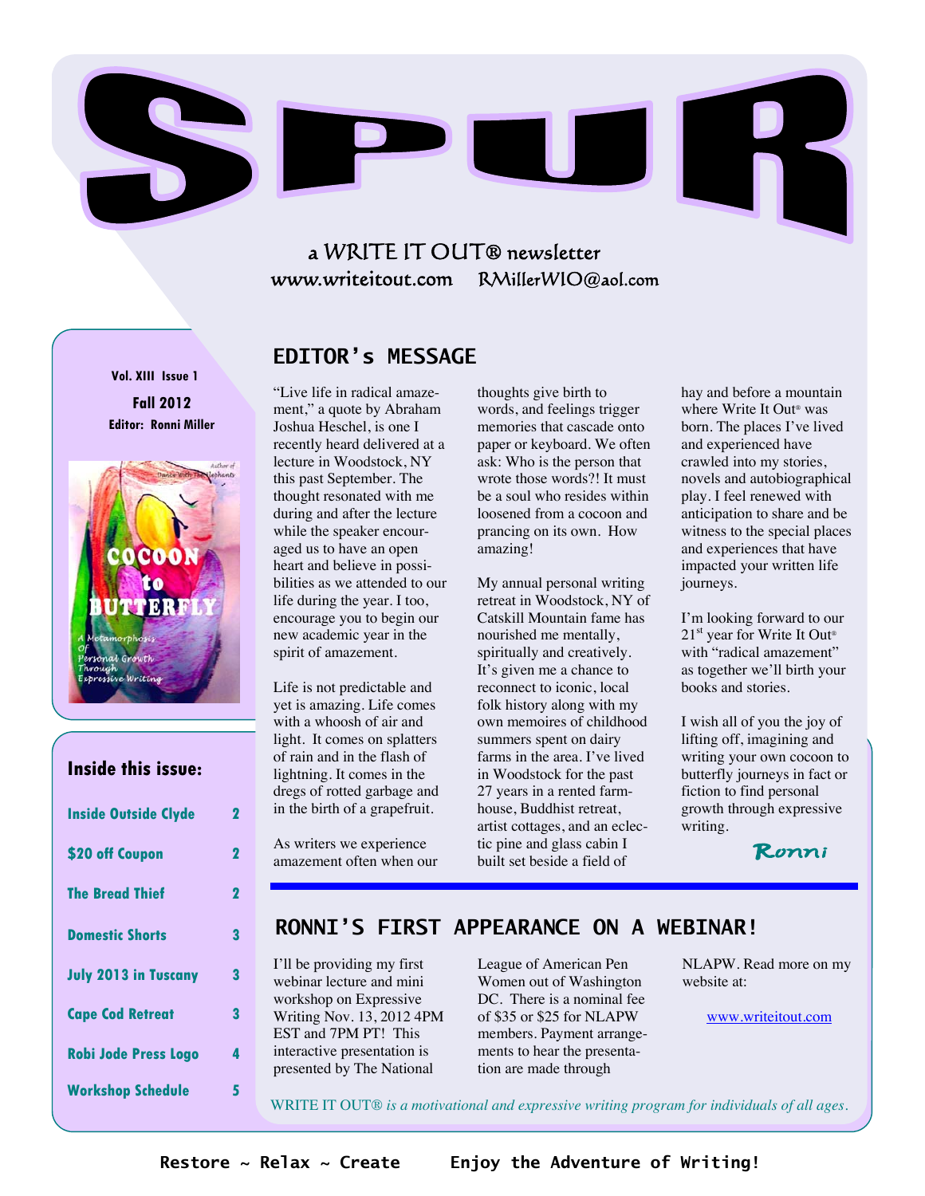# SPUR

a WRITE IT OUT® newsletter

www.writeitout.com RMillerWIO@aol.com

**Vol. XIII Issue 1**

**Fall 2012**

**Editor: Ronni Miller**

### Inside this issue:

| | |
|---|---|
| Inside Outside Clyde | 2 |
| $20 off Coupon | 2 |
| The Bread Thief | 2 |
| Domestic Shorts | 3 |
| July 2013 in Tuscany | 3 |
| Cape Cod Retreat | 3 |
| Robi Jode Press Logo | 4 |
| Workshop Schedule | 5 |

## EDITOR's MESSAGE

"Live life in radical amazement," a quote by Abraham Joshua Heschel, is one I recently heard delivered at a lecture in Woodstock, NY this past September. The thought resonated with me during and after the lecture while the speaker encouraged us to have an open heart and believe in possibilities as we attended to our life during the year. I too, encourage you to begin our new academic year in the spirit of amazement.

Life is not predictable and yet is amazing. Life comes with a whoosh of air and light. It comes on splatters of rain and in the flash of lightning. It comes in the dregs of rotted garbage and in the birth of a grapefruit.

As writers we experience amazement often when our thoughts give birth to words, and feelings trigger memories that cascade onto paper or keyboard. We often ask: Who is the person that wrote those words?! It must be a soul who resides within loosened from a cocoon and prancing on its own. How amazing!

My annual personal writing retreat in Woodstock, NY of Catskill Mountain fame has nourished me mentally, spiritually and creatively. It's given me a chance to reconnect to iconic, local folk history along with my own memoires of childhood summers spent on dairy farms in the area. I've lived in Woodstock for the past 27 years in a rented farmhouse, Buddhist retreat, artist cottages, and an eclectic pine and glass cabin I built set beside a field of hay and before a mountain where Write It Out® was born. The places I've lived and experienced have crawled into my stories, novels and autobiographical play. I feel renewed with anticipation to share and be witness to the special places and experiences that have impacted your written life journeys.

I'm looking forward to our 21st year for Write It Out® with "radical amazement" as together we'll birth your books and stories.

I wish all of you the joy of lifting off, imagining and writing your own cocoon to butterfly journeys in fact or fiction to find personal growth through expressive writing.

*Ronni*

## RONNI'S FIRST APPEARANCE ON A WEBINAR!

I'll be providing my first webinar lecture and mini workshop on Expressive Writing Nov. 13, 2012 4PM EST and 7PM PT! This interactive presentation is presented by The National League of American Pen Women out of Washington DC. There is a nominal fee of $35 or $25 for NLAPW members. Payment arrangements to hear the presentation are made through NLAPW. Read more on my website at:

www.writeitout.com

WRITE IT OUT® *is a motivational and expressive writing program for individuals of all ages.*

**Restore ~ Relax ~ Create Enjoy the Adventure of Writing!**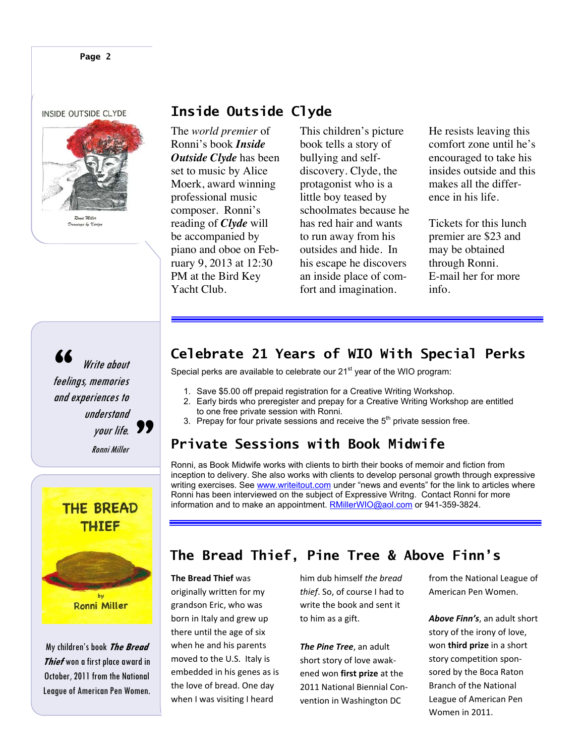INSIDE OUTSIDE CLYDE

Ronni Miller
Drawings by Karigu

## Inside Outside Clyde

The *world premier* of Ronni's book ***Inside Outside Clyde*** has been set to music by Alice Moerk, award winning professional music composer. Ronni's reading of ***Clyde*** will be accompanied by piano and oboe on February 9, 2013 at 12:30 PM at the Bird Key Yacht Club.

This children's picture book tells a story of bullying and self-discovery. Clyde, the protagonist who is a little boy teased by schoolmates because he has red hair and wants to run away from his outsides and hide. In his escape he discovers an inside place of comfort and imagination.

He resists leaving this comfort zone until he's encouraged to take his insides outside and this makes all the difference in his life.

Tickets for this lunch premier are $23 and may be obtained through Ronni. E-mail her for more info.

> *"Write about feelings, memories and experiences to understand your life."*
>
> *Ronni Miller*

## Celebrate 21 Years of WIO With Special Perks

Special perks are available to celebrate our 21st year of the WIO program:

1. Save $5.00 off prepaid registration for a Creative Writing Workshop.
2. Early birds who preregister and prepay for a Creative Writing Workshop are entitled to one free private session with Ronni.
3. Prepay for four private sessions and receive the 5th private session free.

## Private Sessions with Book Midwife

Ronni, as Book Midwife works with clients to birth their books of memoir and fiction from inception to delivery. She also works with clients to develop personal growth through expressive writing exercises. See www.writeitout.com under "news and events" for the link to articles where Ronni has been interviewed on the subject of Expressive Writng. Contact Ronni for more information and to make an appointment. RMillerWIO@aol.com or 941-359-3824.

THE BREAD THIEF

by Ronni Miller

My children's book ***The Bread Thief*** won a first place award in October, 2011 from the National League of American Pen Women.

## The Bread Thief, Pine Tree & Above Finn's

**The Bread Thief** was originally written for my grandson Eric, who was born in Italy and grew up there until the age of six when he and his parents moved to the U.S. Italy is embedded in his genes as is the love of bread. One day when I was visiting I heard him dub himself *the bread thief*. So, of course I had to write the book and sent it to him as a gift.

***The Pine Tree***, an adult short story of love awakened won **first prize** at the 2011 National Biennial Convention in Washington DC from the National League of American Pen Women.

***Above Finn's***, an adult short story of the irony of love, won **third prize** in a short story competition sponsored by the Boca Raton Branch of the National League of American Pen Women in 2011.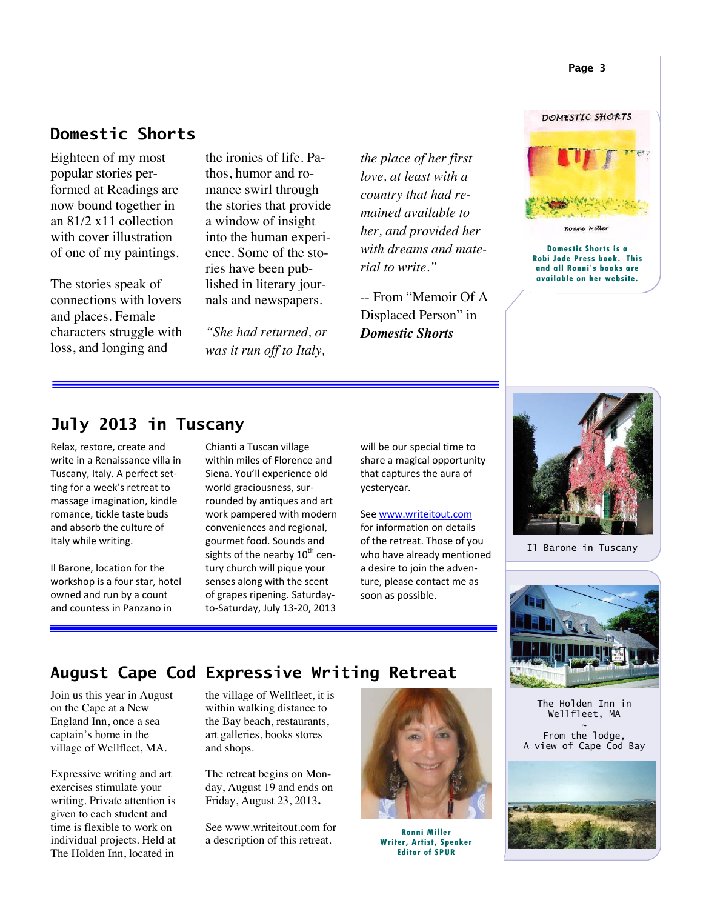## Domestic Shorts

Eighteen of my most popular stories performed at Readings are now bound together in an 81/2 x11 collection with cover illustration of one of my paintings.

The stories speak of connections with lovers and places. Female characters struggle with loss, and longing and the ironies of life. Pathos, humor and romance swirl through the stories that provide a window of insight into the human experience. Some of the stories have been published in literary journals and newspapers.

*"She had returned, or was it run off to Italy, the place of her first love, at least with a country that had remained available to her, and provided her with dreams and material to write."*

-- From "Memoir Of A Displaced Person" in ***Domestic Shorts***

DOMESTIC SHORTS

Ronni Miller

**Domestic Shorts is a Robi Jode Press book. This and all Ronni's books are available on her website.**

## July 2013 in Tuscany

Relax, restore, create and write in a Renaissance villa in Tuscany, Italy. A perfect setting for a week's retreat to massage imagination, kindle romance, tickle taste buds and absorb the culture of Italy while writing.

Il Barone, location for the workshop is a four star, hotel owned and run by a count and countess in Panzano in Chianti a Tuscan village within miles of Florence and Siena. You'll experience old world graciousness, surrounded by antiques and art work pampered with modern conveniences and regional, gourmet food. Sounds and sights of the nearby 10th century church will pique your senses along with the scent of grapes ripening. Saturday-to-Saturday, July 13-20, 2013 will be our special time to share a magical opportunity that captures the aura of yesteryear.

See www.writeitout.com for information on details of the retreat. Those of you who have already mentioned a desire to join the adventure, please contact me as soon as possible.

Il Barone in Tuscany

## August Cape Cod Expressive Writing Retreat

Join us this year in August on the Cape at a New England Inn, once a sea captain's home in the village of Wellfleet, MA.

Expressive writing and art exercises stimulate your writing. Private attention is given to each student and time is flexible to work on individual projects. Held at The Holden Inn, located in the village of Wellfleet, it is within walking distance to the Bay beach, restaurants, art galleries, books stores and shops.

The retreat begins on Monday, August 19 and ends on Friday, August 23, 2013.

See www.writeitout.com for a description of this retreat.

**Ronni Miller**
**Writer, Artist, Speaker**
**Editor of SPUR**

The Holden Inn in Wellfleet, MA

~

From the lodge, A view of Cape Cod Bay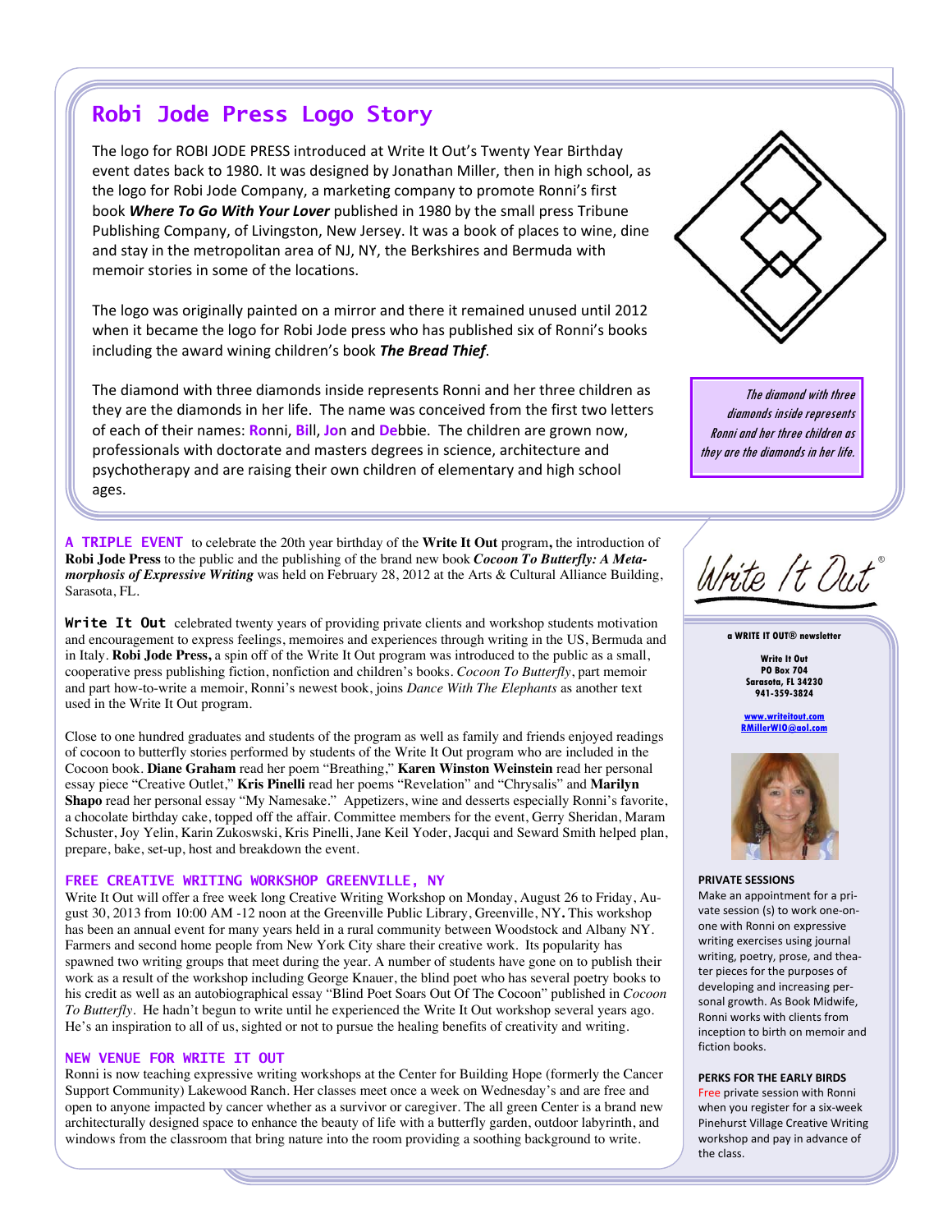## Robi Jode Press Logo Story

The logo for ROBI JODE PRESS introduced at Write It Out's Twenty Year Birthday event dates back to 1980. It was designed by Jonathan Miller, then in high school, as the logo for Robi Jode Company, a marketing company to promote Ronni's first book ***Where To Go With Your Lover*** published in 1980 by the small press Tribune Publishing Company, of Livingston, New Jersey. It was a book of places to wine, dine and stay in the metropolitan area of NJ, NY, the Berkshires and Bermuda with memoir stories in some of the locations.

The logo was originally painted on a mirror and there it remained unused until 2012 when it became the logo for Robi Jode press who has published six of Ronni's books including the award wining children's book ***The Bread Thief***.

The diamond with three diamonds inside represents Ronni and her three children as they are the diamonds in her life. The name was conceived from the first two letters of each of their names: **Ro**nni, **Bi**ll, **Jo**n and **De**bbie. The children are grown now, professionals with doctorate and masters degrees in science, architecture and psychotherapy and are raising their own children of elementary and high school ages.

*The diamond with three diamonds inside represents Ronni and her three children as they are the diamonds in her life.*

**A TRIPLE EVENT** to celebrate the 20th year birthday of the **Write It Out** program**,** the introduction of **Robi Jode Press** to the public and the publishing of the brand new book ***Cocoon To Butterfly: A Metamorphosis of Expressive Writing*** was held on February 28, 2012 at the Arts & Cultural Alliance Building, Sarasota, FL.

**Write It Out** celebrated twenty years of providing private clients and workshop students motivation and encouragement to express feelings, memoires and experiences through writing in the US, Bermuda and in Italy. **Robi Jode Press,** a spin off of the Write It Out program was introduced to the public as a small, cooperative press publishing fiction, nonfiction and children's books. *Cocoon To Butterfly*, part memoir and part how-to-write a memoir, Ronni's newest book, joins *Dance With The Elephants* as another text used in the Write It Out program.

Close to one hundred graduates and students of the program as well as family and friends enjoyed readings of cocoon to butterfly stories performed by students of the Write It Out program who are included in the Cocoon book. **Diane Graham** read her poem "Breathing," **Karen Winston Weinstein** read her personal essay piece "Creative Outlet," **Kris Pinelli** read her poems "Revelation" and "Chrysalis" and **Marilyn Shapo** read her personal essay "My Namesake." Appetizers, wine and desserts especially Ronni's favorite, a chocolate birthday cake, topped off the affair. Committee members for the event, Gerry Sheridan, Maram Schuster, Joy Yelin, Karin Zukoswski, Kris Pinelli, Jane Keil Yoder, Jacqui and Seward Smith helped plan, prepare, bake, set-up, host and breakdown the event.

### FREE CREATIVE WRITING WORKSHOP GREENVILLE, NY

Write It Out will offer a free week long Creative Writing Workshop on Monday, August 26 to Friday, August 30, 2013 from 10:00 AM -12 noon at the Greenville Public Library, Greenville, NY**.** This workshop has been an annual event for many years held in a rural community between Woodstock and Albany NY. Farmers and second home people from New York City share their creative work. Its popularity has spawned two writing groups that meet during the year. A number of students have gone on to publish their work as a result of the workshop including George Knauer, the blind poet who has several poetry books to his credit as well as an autobiographical essay "Blind Poet Soars Out Of The Cocoon" published in *Cocoon To Butterfly*. He hadn't begun to write until he experienced the Write It Out workshop several years ago. He's an inspiration to all of us, sighted or not to pursue the healing benefits of creativity and writing.

### NEW VENUE FOR WRITE IT OUT

Ronni is now teaching expressive writing workshops at the Center for Building Hope (formerly the Cancer Support Community) Lakewood Ranch. Her classes meet once a week on Wednesday's and are free and open to anyone impacted by cancer whether as a survivor or caregiver. The all green Center is a brand new architecturally designed space to enhance the beauty of life with a butterfly garden, outdoor labyrinth, and windows from the classroom that bring nature into the room providing a soothing background to write.

---

Write It Out®

**a WRITE IT OUT® newsletter**

**Write It Out**
**PO Box 704**
**Sarasota, FL 34230**
**941-359-3824**

www.writeitout.com
RMillerWIO@aol.com

**PRIVATE SESSIONS**

Make an appointment for a private session (s) to work one-on-one with Ronni on expressive writing exercises using journal writing, poetry, prose, and theater pieces for the purposes of developing and increasing personal growth. As Book Midwife, Ronni works with clients from inception to birth on memoir and fiction books.

**PERKS FOR THE EARLY BIRDS**

Free private session with Ronni when you register for a six-week Pinehurst Village Creative Writing workshop and pay in advance of the class.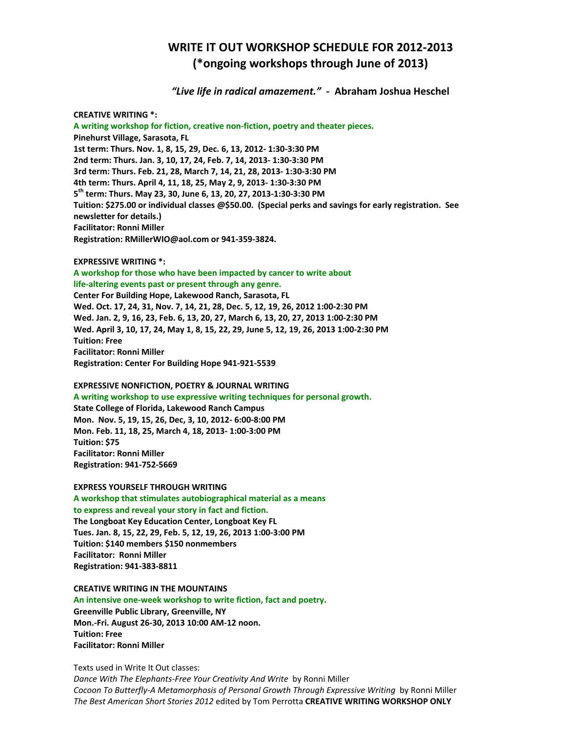# WRITE IT OUT WORKSHOP SCHEDULE FOR 2012-2013
# (*ongoing workshops through June of 2013)

***"Live life in radical amazement."* - Abraham Joshua Heschel**

**CREATIVE WRITING *:**
**A writing workshop for fiction, creative non-fiction, poetry and theater pieces.**
**Pinehurst Village, Sarasota, FL**
**1st term: Thurs. Nov. 1, 8, 15, 29, Dec. 6, 13, 2012- 1:30-3:30 PM**
**2nd term: Thurs. Jan. 3, 10, 17, 24, Feb. 7, 14, 2013- 1:30-3:30 PM**
**3rd term: Thurs. Feb. 21, 28, March 7, 14, 21, 28, 2013- 1:30-3:30 PM**
**4th term: Thurs. April 4, 11, 18, 25, May 2, 9, 2013- 1:30-3:30 PM**
**5th term: Thurs. May 23, 30, June 6, 13, 20, 27, 2013-1:30-3:30 PM**
**Tuition: $275.00 or individual classes @$50.00. (Special perks and savings for early registration. See newsletter for details.)**
**Facilitator: Ronni Miller**
**Registration: RMillerWIO@aol.com or 941-359-3824.**

**EXPRESSIVE WRITING *:**
**A workshop for those who have been impacted by cancer to write about life-altering events past or present through any genre.**
**Center For Building Hope, Lakewood Ranch, Sarasota, FL**
**Wed. Oct. 17, 24, 31, Nov. 7, 14, 21, 28, Dec. 5, 12, 19, 26, 2012 1:00-2:30 PM**
**Wed. Jan. 2, 9, 16, 23, Feb. 6, 13, 20, 27, March 6, 13, 20, 27, 2013 1:00-2:30 PM**
**Wed. April 3, 10, 17, 24, May 1, 8, 15, 22, 29, June 5, 12, 19, 26, 2013 1:00-2:30 PM**
**Tuition: Free**
**Facilitator: Ronni Miller**
**Registration: Center For Building Hope 941-921-5539**

**EXPRESSIVE NONFICTION, POETRY & JOURNAL WRITING**
**A writing workshop to use expressive writing techniques for personal growth.**
**State College of Florida, Lakewood Ranch Campus**
**Mon. Nov. 5, 19, 15, 26, Dec, 3, 10, 2012- 6:00-8:00 PM**
**Mon. Feb. 11, 18, 25, March 4, 18, 2013- 1:00-3:00 PM**
**Tuition: $75**
**Facilitator: Ronni Miller**
**Registration: 941-752-5669**

**EXPRESS YOURSELF THROUGH WRITING**
**A workshop that stimulates autobiographical material as a means to express and reveal your story in fact and fiction.**
**The Longboat Key Education Center, Longboat Key FL**
**Tues. Jan. 8, 15, 22, 29, Feb. 5, 12, 19, 26, 2013 1:00-3:00 PM**
**Tuition: $140 members $150 nonmembers**
**Facilitator: Ronni Miller**
**Registration: 941-383-8811**

**CREATIVE WRITING IN THE MOUNTAINS**
**An intensive one-week workshop to write fiction, fact and poetry.**
**Greenville Public Library, Greenville, NY**
**Mon.-Fri. August 26-30, 2013 10:00 AM-12 noon.**
**Tuition: Free**
**Facilitator: Ronni Miller**

Texts used in Write It Out classes:
*Dance With The Elephants-Free Your Creativity And Write* by Ronni Miller
*Cocoon To Butterfly-A Metamorphosis of Personal Growth Through Expressive Writing* by Ronni Miller
*The Best American Short Stories 2012* edited by Tom Perrotta **CREATIVE WRITING WORKSHOP ONLY**